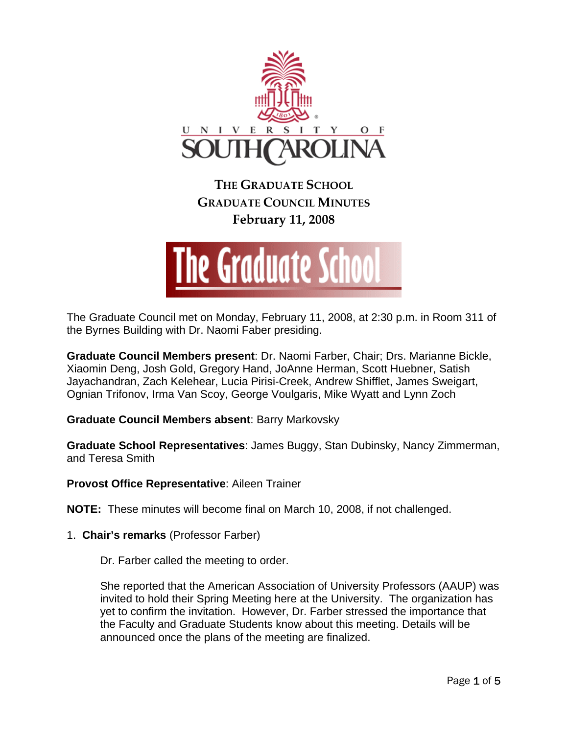# The Graduate School

## Graduate Council Minutes

### February 11, 2008

The Graduate Council met on Monday, February 11, 2008, at 2:30 p.m. in Room 311 of the Byrnes Building with Dr. Naomi Faber presiding.

**Graduate Council Members present**: Dr. Naomi Farber, Chair; Drs. Marianne Bickle, Xiaomin Deng, Josh Gold, Gregory Hand, JoAnne Herman, Scott Huebner, Satish Jayachandran, Zach Kelehear, Lucia Pirisi-Creek, Andrew Shifflet, James Sweigart, Ognian Trifonov, Irma Van Scoy, George Voulgaris, Mike Wyatt and Lynn Zoch

**Graduate Council Members absent**: Barry Markovsky

**Graduate School Representatives**: James Buggy, Stan Dubinsky, Nancy Zimmerman, and Teresa Smith

**Provost Office Representative**: Aileen Trainer

**NOTE:** These minutes will become final on March 10, 2008, if not challenged.

1. **Chair's remarks** (Professor Farber)

   Dr. Farber called the meeting to order.

   She reported that the American Association of University Professors (AAUP) was invited to hold their Spring Meeting here at the University. The organization has yet to confirm the invitation. However, Dr. Farber stressed the importance that the Faculty and Graduate Students know about this meeting. Details will be announced once the plans of the meeting are finalized.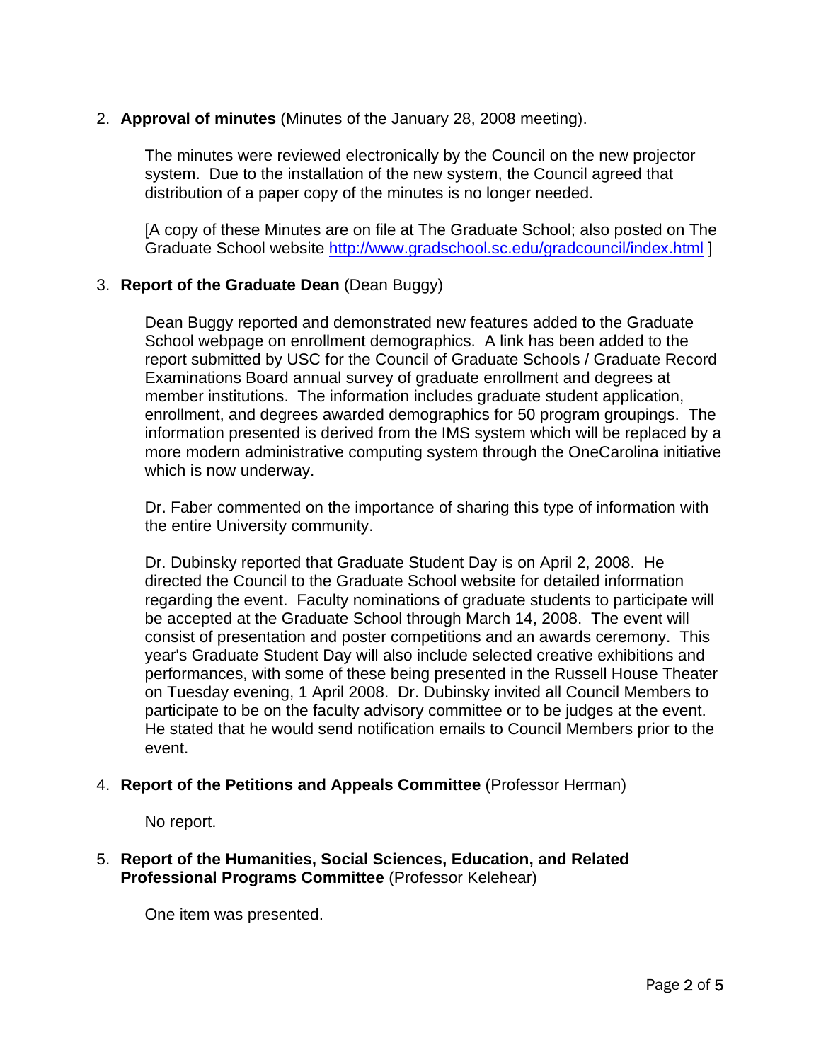2. **Approval of minutes** (Minutes of the January 28, 2008 meeting).

   The minutes were reviewed electronically by the Council on the new projector system. Due to the installation of the new system, the Council agreed that distribution of a paper copy of the minutes is no longer needed.

   [A copy of these Minutes are on file at The Graduate School; also posted on The Graduate School website http://www.gradschool.sc.edu/gradcouncil/index.html ]

3. **Report of the Graduate Dean** (Dean Buggy)

   Dean Buggy reported and demonstrated new features added to the Graduate School webpage on enrollment demographics. A link has been added to the report submitted by USC for the Council of Graduate Schools / Graduate Record Examinations Board annual survey of graduate enrollment and degrees at member institutions. The information includes graduate student application, enrollment, and degrees awarded demographics for 50 program groupings. The information presented is derived from the IMS system which will be replaced by a more modern administrative computing system through the OneCarolina initiative which is now underway.

   Dr. Faber commented on the importance of sharing this type of information with the entire University community.

   Dr. Dubinsky reported that Graduate Student Day is on April 2, 2008. He directed the Council to the Graduate School website for detailed information regarding the event. Faculty nominations of graduate students to participate will be accepted at the Graduate School through March 14, 2008. The event will consist of presentation and poster competitions and an awards ceremony. This year's Graduate Student Day will also include selected creative exhibitions and performances, with some of these being presented in the Russell House Theater on Tuesday evening, 1 April 2008. Dr. Dubinsky invited all Council Members to participate to be on the faculty advisory committee or to be judges at the event. He stated that he would send notification emails to Council Members prior to the event.

4. **Report of the Petitions and Appeals Committee** (Professor Herman)

   No report.

5. **Report of the Humanities, Social Sciences, Education, and Related Professional Programs Committee** (Professor Kelehear)

   One item was presented.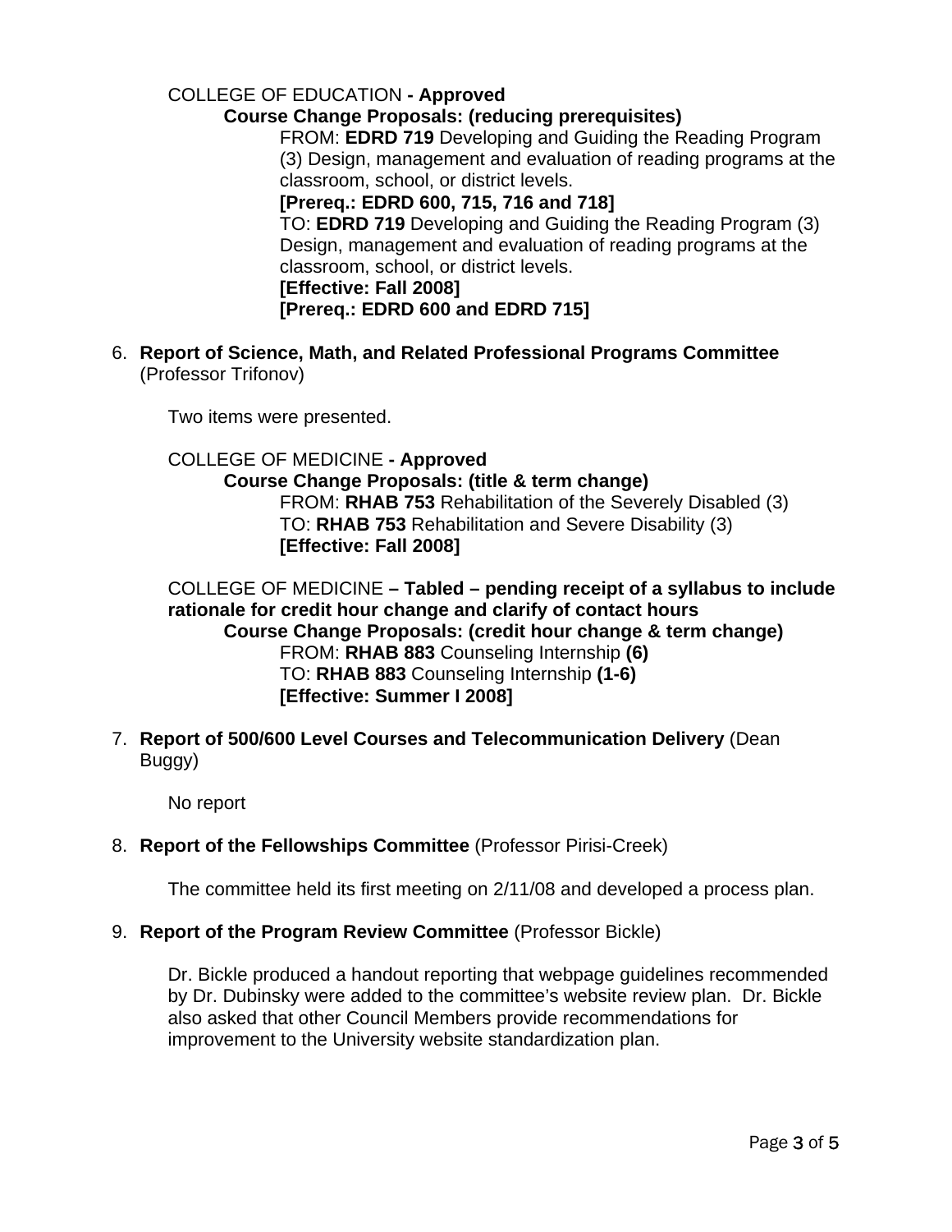COLLEGE OF EDUCATION **- Approved**

**Course Change Proposals: (reducing prerequisites)**

FROM: **EDRD 719** Developing and Guiding the Reading Program (3) Design, management and evaluation of reading programs at the classroom, school, or district levels.
**[Prereq.: EDRD 600, 715, 716 and 718]**

TO: **EDRD 719** Developing and Guiding the Reading Program (3) Design, management and evaluation of reading programs at the classroom, school, or district levels.
**[Effective: Fall 2008]**
**[Prereq.: EDRD 600 and EDRD 715]**

6. **Report of Science, Math, and Related Professional Programs Committee** (Professor Trifonov)

   Two items were presented.

   COLLEGE OF MEDICINE **- Approved**

   **Course Change Proposals: (title & term change)**

   FROM: **RHAB 753** Rehabilitation of the Severely Disabled (3)
   TO: **RHAB 753** Rehabilitation and Severe Disability (3)
   **[Effective: Fall 2008]**

   COLLEGE OF MEDICINE **– Tabled – pending receipt of a syllabus to include rationale for credit hour change and clarify of contact hours**

   **Course Change Proposals: (credit hour change & term change)**

   FROM: **RHAB 883** Counseling Internship **(6)**
   TO: **RHAB 883** Counseling Internship **(1-6)**
   **[Effective: Summer I 2008]**

7. **Report of 500/600 Level Courses and Telecommunication Delivery** (Dean Buggy)

   No report

8. **Report of the Fellowships Committee** (Professor Pirisi-Creek)

   The committee held its first meeting on 2/11/08 and developed a process plan.

9. **Report of the Program Review Committee** (Professor Bickle)

   Dr. Bickle produced a handout reporting that webpage guidelines recommended by Dr. Dubinsky were added to the committee's website review plan. Dr. Bickle also asked that other Council Members provide recommendations for improvement to the University website standardization plan.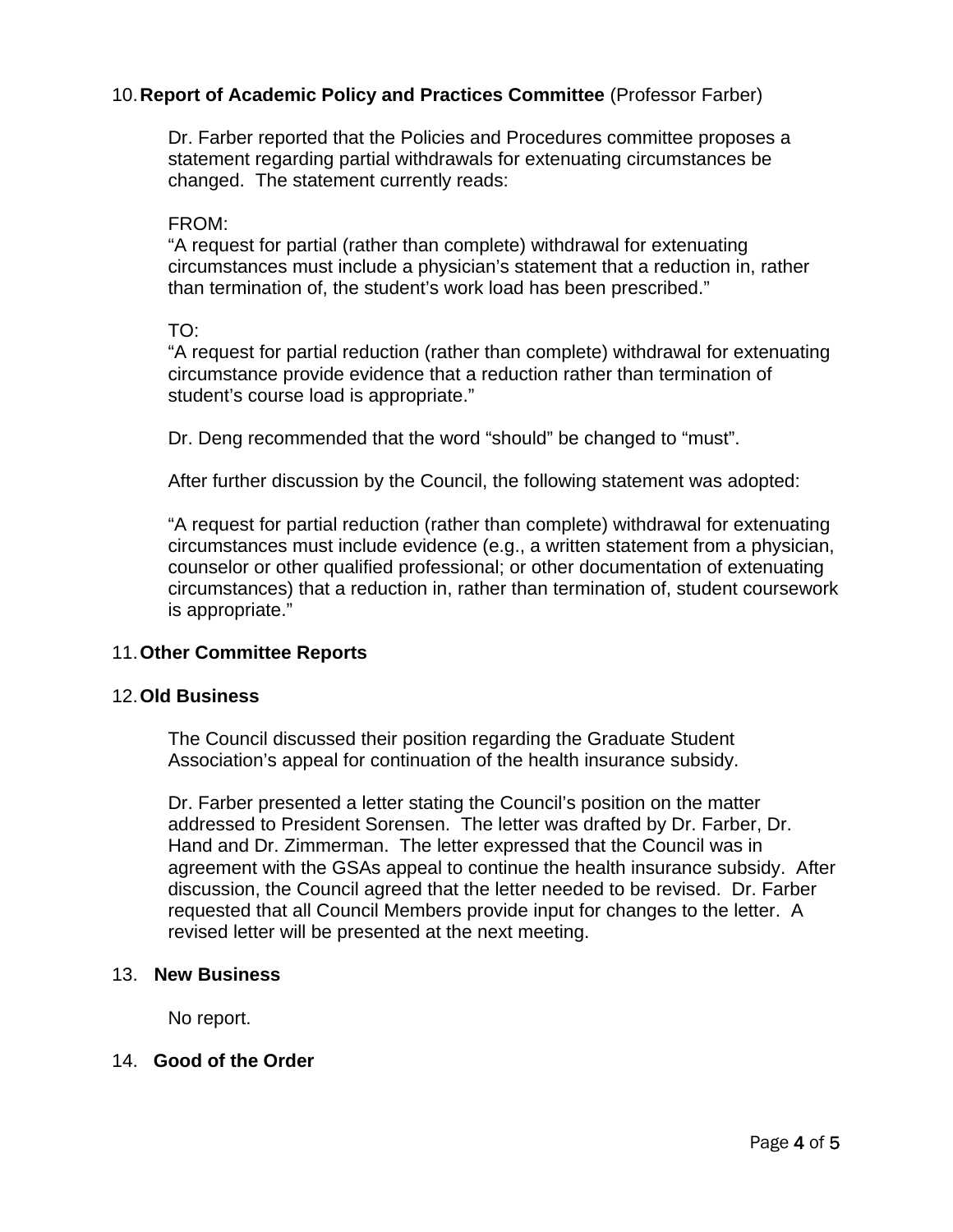10. **Report of Academic Policy and Practices Committee** (Professor Farber)

    Dr. Farber reported that the Policies and Procedures committee proposes a statement regarding partial withdrawals for extenuating circumstances be changed. The statement currently reads:

    FROM:
    "A request for partial (rather than complete) withdrawal for extenuating circumstances must include a physician's statement that a reduction in, rather than termination of, the student's work load has been prescribed."

    TO:
    "A request for partial reduction (rather than complete) withdrawal for extenuating circumstance provide evidence that a reduction rather than termination of student's course load is appropriate."

    Dr. Deng recommended that the word "should" be changed to "must".

    After further discussion by the Council, the following statement was adopted:

    "A request for partial reduction (rather than complete) withdrawal for extenuating circumstances must include evidence (e.g., a written statement from a physician, counselor or other qualified professional; or other documentation of extenuating circumstances) that a reduction in, rather than termination of, student coursework is appropriate."

11. **Other Committee Reports**

12. **Old Business**

    The Council discussed their position regarding the Graduate Student Association's appeal for continuation of the health insurance subsidy.

    Dr. Farber presented a letter stating the Council's position on the matter addressed to President Sorensen. The letter was drafted by Dr. Farber, Dr. Hand and Dr. Zimmerman. The letter expressed that the Council was in agreement with the GSAs appeal to continue the health insurance subsidy. After discussion, the Council agreed that the letter needed to be revised. Dr. Farber requested that all Council Members provide input for changes to the letter. A revised letter will be presented at the next meeting.

13. **New Business**

    No report.

14. **Good of the Order**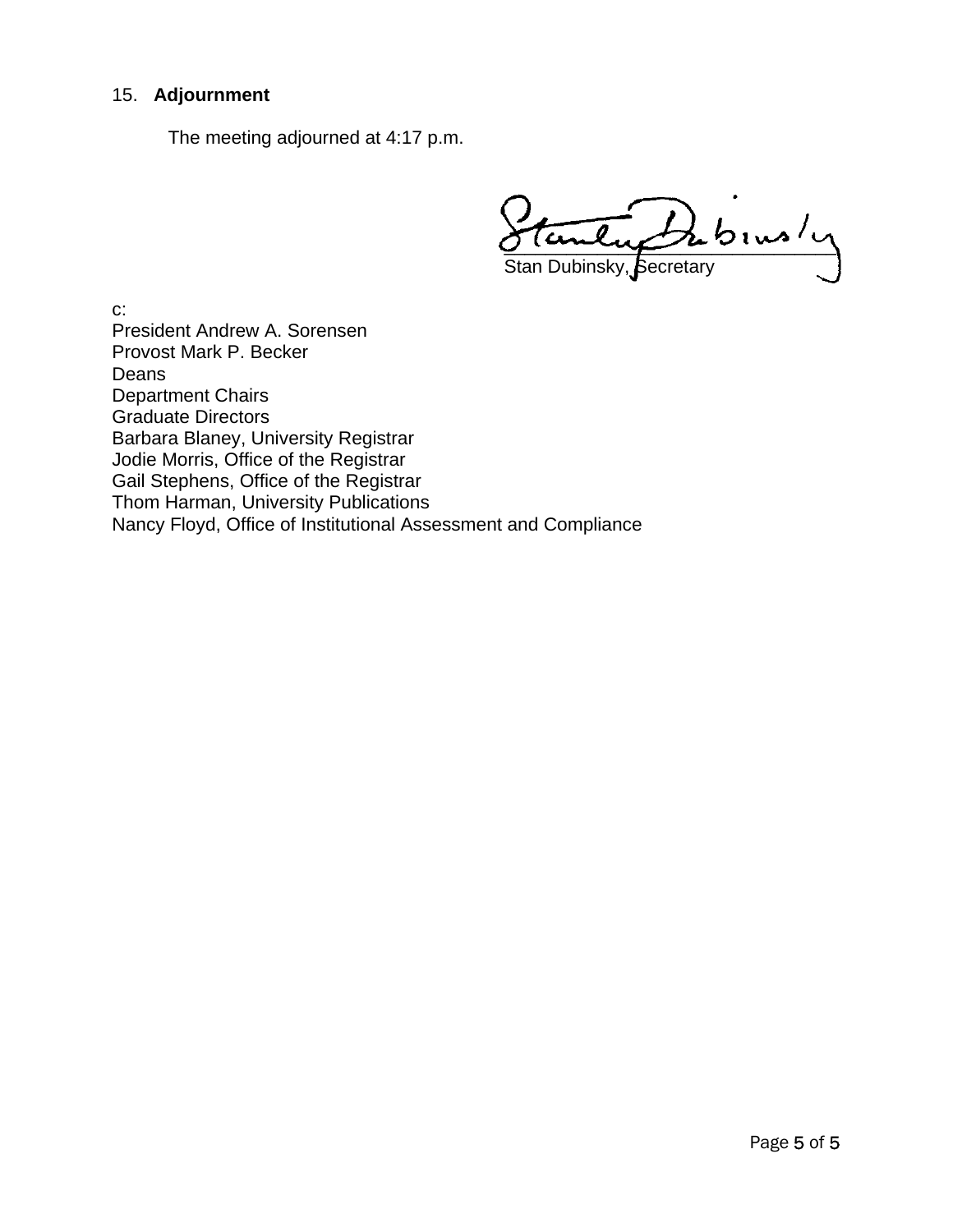## 15. **Adjournment**

The meeting adjourned at 4:17 p.m.

Stan Dubinsky, Secretary

c:
President Andrew A. Sorensen
Provost Mark P. Becker
Deans
Department Chairs
Graduate Directors
Barbara Blaney, University Registrar
Jodie Morris, Office of the Registrar
Gail Stephens, Office of the Registrar
Thom Harman, University Publications
Nancy Floyd, Office of Institutional Assessment and Compliance